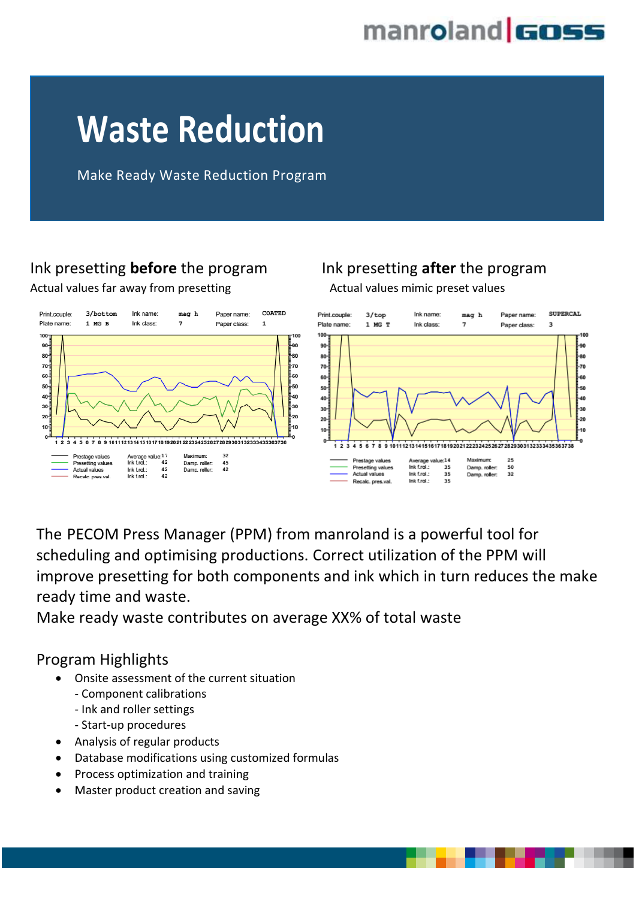# Waste Reduction

Make Ready Waste Reduction Program

## Ink presetting **before** the program

Actual values far away from presetting

## Ink presetting **after** the program

Actual values mimic preset values

The PECOM Press Manager (PPM) from manroland is a powerful tool for scheduling and optimising productions. Correct utilization of the PPM will improve presetting for both components and ink which in turn reduces the make ready time and waste.

Make ready waste contributes on average XX% of total waste

## Program Highlights

- Onsite assessment of the current situation
  - Component calibrations
  - Ink and roller settings
  - Start-up procedures
- Analysis of regular products
- Database modifications using customized formulas
- Process optimization and training
- Master product creation and saving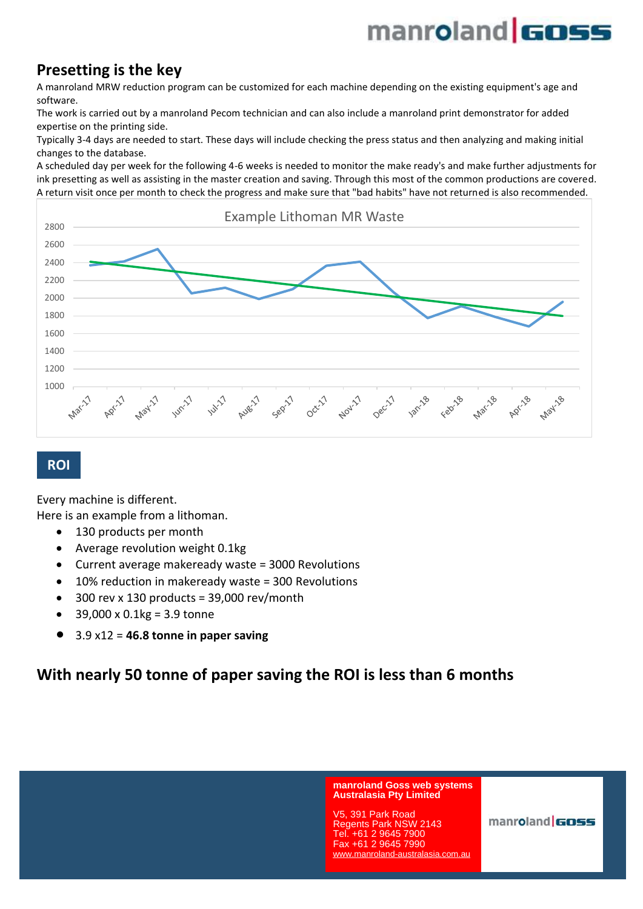## Presetting is the key

A manroland MRW reduction program can be customized for each machine depending on the existing equipment's age and software.

The work is carried out by a manroland Pecom technician and can also include a manroland print demonstrator for added expertise on the printing side.

Typically 3-4 days are needed to start. These days will include checking the press status and then analyzing and making initial changes to the database.

A scheduled day per week for the following 4-6 weeks is needed to monitor the make ready's and make further adjustments for ink presetting as well as assisting in the master creation and saving. Through this most of the common productions are covered.

A return visit once per month to check the progress and make sure that "bad habits" have not returned is also recommended.

Example Lithoman MR Waste

2800
2600
2400
2200
2000
1800
1600
1400
1200
1000

Mar-17 Apr-17 May-17 Jun-17 Jul-17 Aug-17 Sep-17 Oct-17 Nov-17 Dec-17 Jan-18 Feb-18 Mar-18 Apr-18 May-18

### ROI

Every machine is different.
Here is an example from a lithoman.

- 130 products per month
- Average revolution weight 0.1kg
- Current average makeready waste = 3000 Revolutions
- 10% reduction in makeready waste = 300 Revolutions
- 300 rev x 130 products = 39,000 rev/month
- 39,000 x 0.1kg = 3.9 tonne
- 3.9 x12 = **46.8 tonne in paper saving**

## With nearly 50 tonne of paper saving the ROI is less than 6 months

**manroland Goss web systems Australasia Pty Limited**

V5, 391 Park Road
Regents Park NSW 2143
Tel. +61 2 9645 7900
Fax +61 2 9645 7990
www.manroland-australasia.com.au